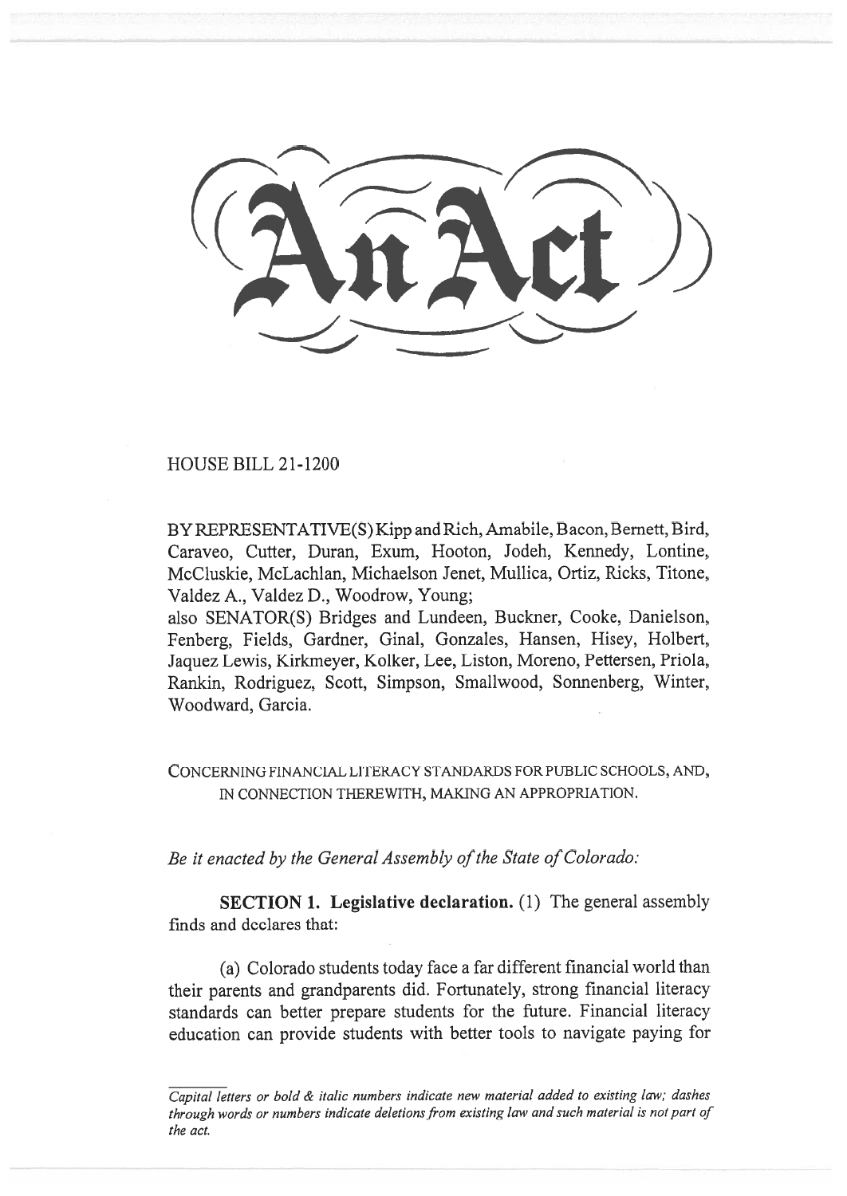# An Act

HOUSE BILL 21-1200

BY REPRESENTATIVE(S) Kipp and Rich, Amabile, Bacon, Bernett, Bird, Caraveo, Cutter, Duran, Exum, Hooton, Jodeh, Kennedy, Lontine, McCluskie, McLachlan, Michaelson Jenet, Mullica, Ortiz, Ricks, Titone, Valdez A., Valdez D., Woodrow, Young;
also SENATOR(S) Bridges and Lundeen, Buckner, Cooke, Danielson, Fenberg, Fields, Gardner, Ginal, Gonzales, Hansen, Hisey, Holbert, Jaquez Lewis, Kirkmeyer, Kolker, Lee, Liston, Moreno, Pettersen, Priola, Rankin, Rodriguez, Scott, Simpson, Smallwood, Sonnenberg, Winter, Woodward, Garcia.

CONCERNING FINANCIAL LITERACY STANDARDS FOR PUBLIC SCHOOLS, AND, IN CONNECTION THEREWITH, MAKING AN APPROPRIATION.

*Be it enacted by the General Assembly of the State of Colorado:*

**SECTION 1. Legislative declaration.** (1) The general assembly finds and declares that:

(a) Colorado students today face a far different financial world than their parents and grandparents did. Fortunately, strong financial literacy standards can better prepare students for the future. Financial literacy education can provide students with better tools to navigate paying for

*Capital letters or bold & italic numbers indicate new material added to existing law; dashes through words or numbers indicate deletions from existing law and such material is not part of the act.*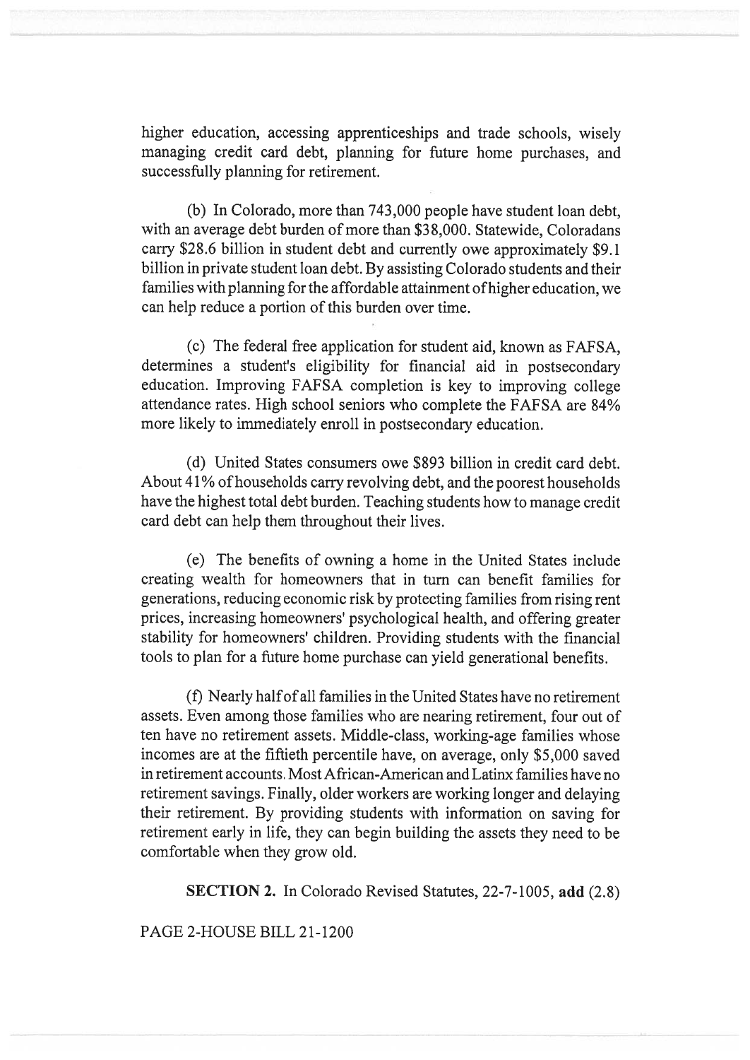higher education, accessing apprenticeships and trade schools, wisely managing credit card debt, planning for future home purchases, and successfully planning for retirement.

(b) In Colorado, more than 743,000 people have student loan debt, with an average debt burden of more than $38,000. Statewide, Coloradans carry $28.6 billion in student debt and currently owe approximately $9.1 billion in private student loan debt. By assisting Colorado students and their families with planning for the affordable attainment of higher education, we can help reduce a portion of this burden over time.

(c) The federal free application for student aid, known as FAFSA, determines a student's eligibility for financial aid in postsecondary education. Improving FAFSA completion is key to improving college attendance rates. High school seniors who complete the FAFSA are 84% more likely to immediately enroll in postsecondary education.

(d) United States consumers owe $893 billion in credit card debt. About 41% of households carry revolving debt, and the poorest households have the highest total debt burden. Teaching students how to manage credit card debt can help them throughout their lives.

(e) The benefits of owning a home in the United States include creating wealth for homeowners that in turn can benefit families for generations, reducing economic risk by protecting families from rising rent prices, increasing homeowners' psychological health, and offering greater stability for homeowners' children. Providing students with the financial tools to plan for a future home purchase can yield generational benefits.

(f) Nearly half of all families in the United States have no retirement assets. Even among those families who are nearing retirement, four out of ten have no retirement assets. Middle-class, working-age families whose incomes are at the fiftieth percentile have, on average, only $5,000 saved in retirement accounts. Most African-American and Latinx families have no retirement savings. Finally, older workers are working longer and delaying their retirement. By providing students with information on saving for retirement early in life, they can begin building the assets they need to be comfortable when they grow old.

**SECTION 2.** In Colorado Revised Statutes, 22-7-1005, **add** (2.8)

PAGE 2-HOUSE BILL 21-1200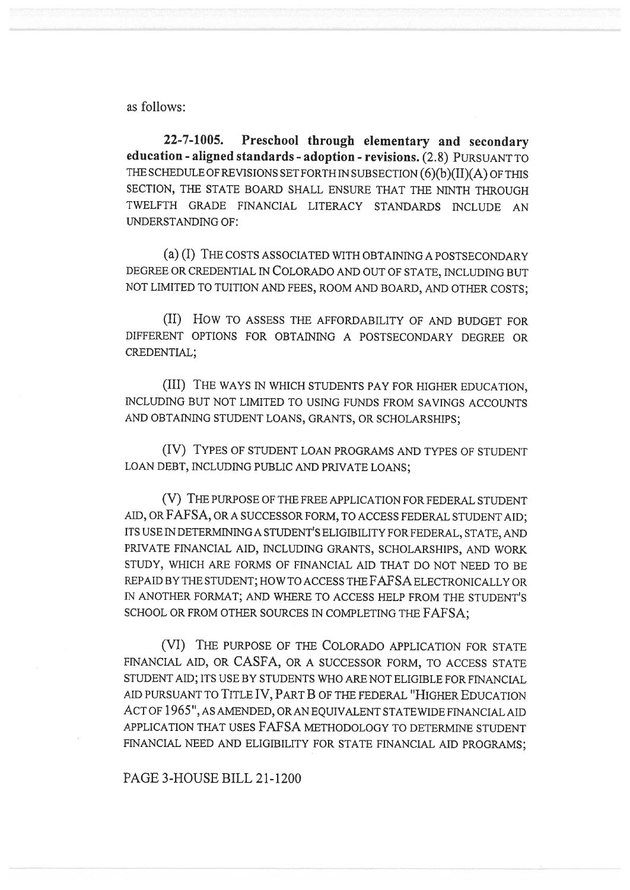as follows:

**22-7-1005. Preschool through elementary and secondary education - aligned standards - adoption - revisions.** (2.8) PURSUANT TO THE SCHEDULE OF REVISIONS SET FORTH IN SUBSECTION (6)(b)(II)(A) OF THIS SECTION, THE STATE BOARD SHALL ENSURE THAT THE NINTH THROUGH TWELFTH GRADE FINANCIAL LITERACY STANDARDS INCLUDE AN UNDERSTANDING OF:

(a) (I) THE COSTS ASSOCIATED WITH OBTAINING A POSTSECONDARY DEGREE OR CREDENTIAL IN COLORADO AND OUT OF STATE, INCLUDING BUT NOT LIMITED TO TUITION AND FEES, ROOM AND BOARD, AND OTHER COSTS;

(II) HOW TO ASSESS THE AFFORDABILITY OF AND BUDGET FOR DIFFERENT OPTIONS FOR OBTAINING A POSTSECONDARY DEGREE OR CREDENTIAL;

(III) THE WAYS IN WHICH STUDENTS PAY FOR HIGHER EDUCATION, INCLUDING BUT NOT LIMITED TO USING FUNDS FROM SAVINGS ACCOUNTS AND OBTAINING STUDENT LOANS, GRANTS, OR SCHOLARSHIPS;

(IV) TYPES OF STUDENT LOAN PROGRAMS AND TYPES OF STUDENT LOAN DEBT, INCLUDING PUBLIC AND PRIVATE LOANS;

(V) THE PURPOSE OF THE FREE APPLICATION FOR FEDERAL STUDENT AID, OR FAFSA, OR A SUCCESSOR FORM, TO ACCESS FEDERAL STUDENT AID; ITS USE IN DETERMINING A STUDENT'S ELIGIBILITY FOR FEDERAL, STATE, AND PRIVATE FINANCIAL AID, INCLUDING GRANTS, SCHOLARSHIPS, AND WORK STUDY, WHICH ARE FORMS OF FINANCIAL AID THAT DO NOT NEED TO BE REPAID BY THE STUDENT; HOW TO ACCESS THE FAFSA ELECTRONICALLY OR IN ANOTHER FORMAT; AND WHERE TO ACCESS HELP FROM THE STUDENT'S SCHOOL OR FROM OTHER SOURCES IN COMPLETING THE FAFSA;

(VI) THE PURPOSE OF THE COLORADO APPLICATION FOR STATE FINANCIAL AID, OR CASFA, OR A SUCCESSOR FORM, TO ACCESS STATE STUDENT AID; ITS USE BY STUDENTS WHO ARE NOT ELIGIBLE FOR FINANCIAL AID PURSUANT TO TITLE IV, PART B OF THE FEDERAL "HIGHER EDUCATION ACT OF 1965", AS AMENDED, OR AN EQUIVALENT STATEWIDE FINANCIAL AID APPLICATION THAT USES FAFSA METHODOLOGY TO DETERMINE STUDENT FINANCIAL NEED AND ELIGIBILITY FOR STATE FINANCIAL AID PROGRAMS;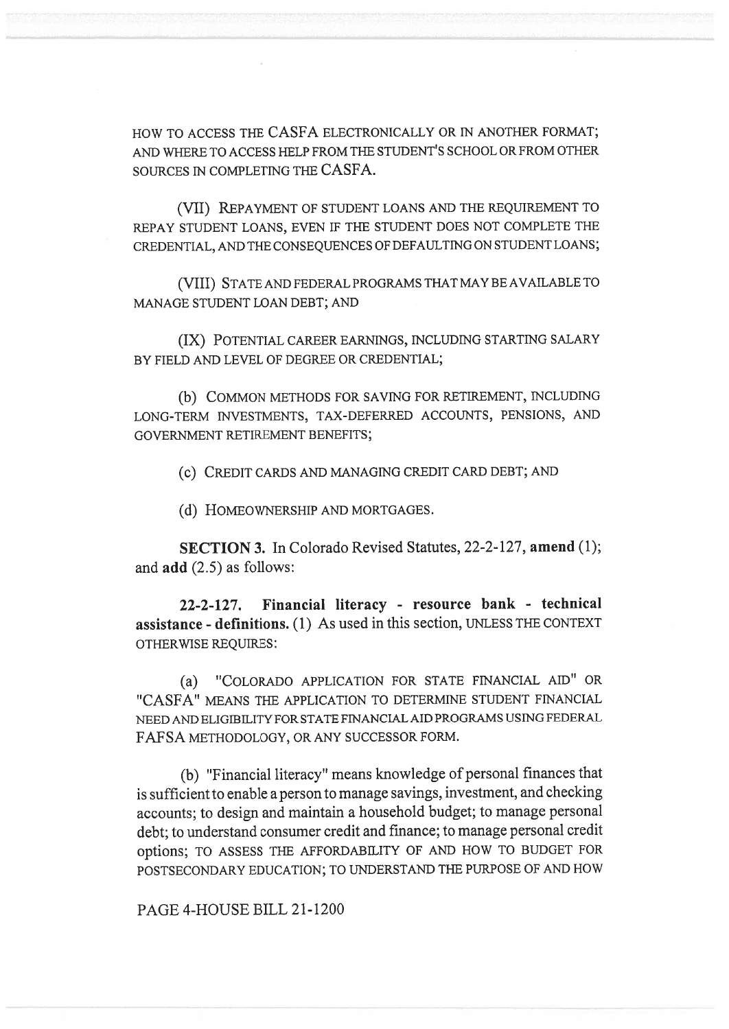HOW TO ACCESS THE CASFA ELECTRONICALLY OR IN ANOTHER FORMAT; AND WHERE TO ACCESS HELP FROM THE STUDENT'S SCHOOL OR FROM OTHER SOURCES IN COMPLETING THE CASFA.

(VII) REPAYMENT OF STUDENT LOANS AND THE REQUIREMENT TO REPAY STUDENT LOANS, EVEN IF THE STUDENT DOES NOT COMPLETE THE CREDENTIAL, AND THE CONSEQUENCES OF DEFAULTING ON STUDENT LOANS;

(VIII) STATE AND FEDERAL PROGRAMS THAT MAY BE AVAILABLE TO MANAGE STUDENT LOAN DEBT; AND

(IX) POTENTIAL CAREER EARNINGS, INCLUDING STARTING SALARY BY FIELD AND LEVEL OF DEGREE OR CREDENTIAL;

(b) COMMON METHODS FOR SAVING FOR RETIREMENT, INCLUDING LONG-TERM INVESTMENTS, TAX-DEFERRED ACCOUNTS, PENSIONS, AND GOVERNMENT RETIREMENT BENEFITS;

(c) CREDIT CARDS AND MANAGING CREDIT CARD DEBT; AND

(d) HOMEOWNERSHIP AND MORTGAGES.

**SECTION 3.** In Colorado Revised Statutes, 22-2-127, **amend** (1); and **add** (2.5) as follows:

**22-2-127. Financial literacy - resource bank - technical assistance - definitions.** (1) As used in this section, UNLESS THE CONTEXT OTHERWISE REQUIRES:

(a) "COLORADO APPLICATION FOR STATE FINANCIAL AID" OR "CASFA" MEANS THE APPLICATION TO DETERMINE STUDENT FINANCIAL NEED AND ELIGIBILITY FOR STATE FINANCIAL AID PROGRAMS USING FEDERAL FAFSA METHODOLOGY, OR ANY SUCCESSOR FORM.

(b) "Financial literacy" means knowledge of personal finances that is sufficient to enable a person to manage savings, investment, and checking accounts; to design and maintain a household budget; to manage personal debt; to understand consumer credit and finance; to manage personal credit options; TO ASSESS THE AFFORDABILITY OF AND HOW TO BUDGET FOR POSTSECONDARY EDUCATION; TO UNDERSTAND THE PURPOSE OF AND HOW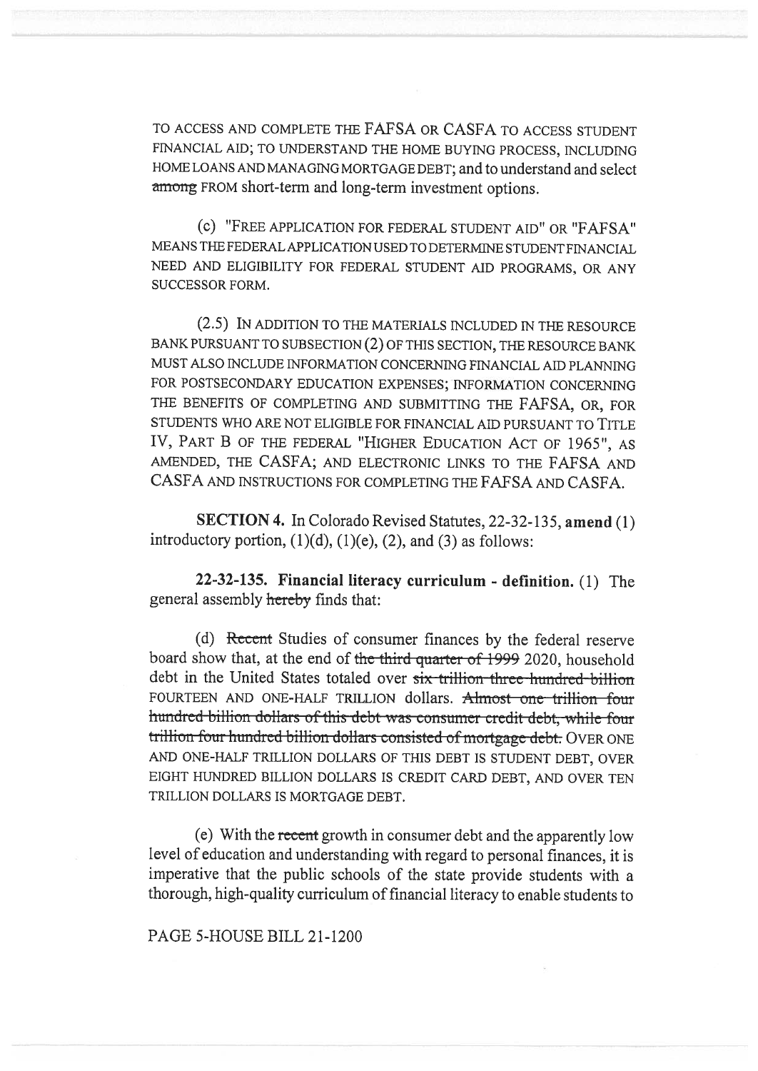TO ACCESS AND COMPLETE THE FAFSA OR CASFA TO ACCESS STUDENT FINANCIAL AID; TO UNDERSTAND THE HOME BUYING PROCESS, INCLUDING HOME LOANS AND MANAGING MORTGAGE DEBT; and to understand and select ~~among~~ FROM short-term and long-term investment options.

(c) "FREE APPLICATION FOR FEDERAL STUDENT AID" OR "FAFSA" MEANS THE FEDERAL APPLICATION USED TO DETERMINE STUDENT FINANCIAL NEED AND ELIGIBILITY FOR FEDERAL STUDENT AID PROGRAMS, OR ANY SUCCESSOR FORM.

(2.5) IN ADDITION TO THE MATERIALS INCLUDED IN THE RESOURCE BANK PURSUANT TO SUBSECTION (2) OF THIS SECTION, THE RESOURCE BANK MUST ALSO INCLUDE INFORMATION CONCERNING FINANCIAL AID PLANNING FOR POSTSECONDARY EDUCATION EXPENSES; INFORMATION CONCERNING THE BENEFITS OF COMPLETING AND SUBMITTING THE FAFSA, OR, FOR STUDENTS WHO ARE NOT ELIGIBLE FOR FINANCIAL AID PURSUANT TO TITLE IV, PART B OF THE FEDERAL "HIGHER EDUCATION ACT OF 1965", AS AMENDED, THE CASFA; AND ELECTRONIC LINKS TO THE FAFSA AND CASFA AND INSTRUCTIONS FOR COMPLETING THE FAFSA AND CASFA.

**SECTION 4.** In Colorado Revised Statutes, 22-32-135, **amend** (1) introductory portion, (1)(d), (1)(e), (2), and (3) as follows:

**22-32-135. Financial literacy curriculum - definition.** (1) The general assembly ~~hereby~~ finds that:

(d) ~~Recent~~ Studies of consumer finances by the federal reserve board show that, at the end of ~~the third quarter of 1999~~ 2020, household debt in the United States totaled over ~~six trillion three hundred billion~~ FOURTEEN AND ONE-HALF TRILLION dollars. ~~Almost one trillion four hundred billion dollars of this debt was consumer credit debt, while four trillion four hundred billion dollars consisted of mortgage debt.~~ OVER ONE AND ONE-HALF TRILLION DOLLARS OF THIS DEBT IS STUDENT DEBT, OVER EIGHT HUNDRED BILLION DOLLARS IS CREDIT CARD DEBT, AND OVER TEN TRILLION DOLLARS IS MORTGAGE DEBT.

(e) With the ~~recent~~ growth in consumer debt and the apparently low level of education and understanding with regard to personal finances, it is imperative that the public schools of the state provide students with a thorough, high-quality curriculum of financial literacy to enable students to

PAGE 5-HOUSE BILL 21-1200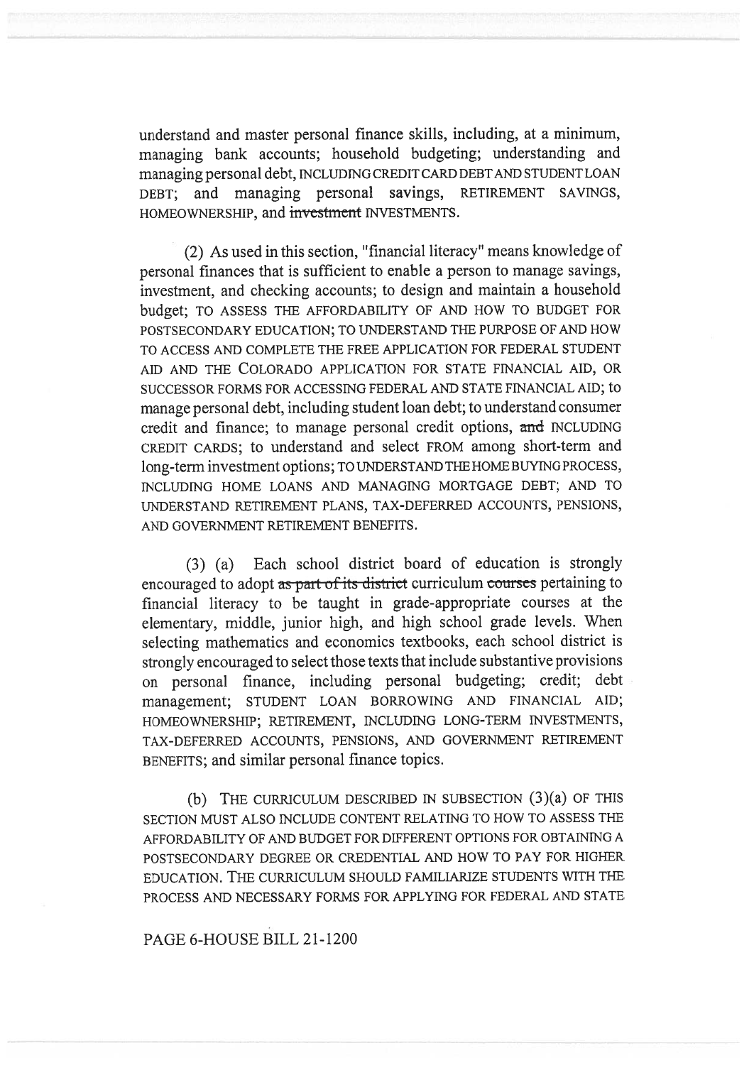understand and master personal finance skills, including, at a minimum, managing bank accounts; household budgeting; understanding and managing personal debt, INCLUDING CREDIT CARD DEBT AND STUDENT LOAN DEBT; and managing personal savings, RETIREMENT SAVINGS, HOMEOWNERSHIP, and ~~investment~~ INVESTMENTS.

(2) As used in this section, "financial literacy" means knowledge of personal finances that is sufficient to enable a person to manage savings, investment, and checking accounts; to design and maintain a household budget; TO ASSESS THE AFFORDABILITY OF AND HOW TO BUDGET FOR POSTSECONDARY EDUCATION; TO UNDERSTAND THE PURPOSE OF AND HOW TO ACCESS AND COMPLETE THE FREE APPLICATION FOR FEDERAL STUDENT AID AND THE COLORADO APPLICATION FOR STATE FINANCIAL AID, OR SUCCESSOR FORMS FOR ACCESSING FEDERAL AND STATE FINANCIAL AID; to manage personal debt, including student loan debt; to understand consumer credit and finance; to manage personal credit options, ~~and~~ INCLUDING CREDIT CARDS; to understand and select FROM among short-term and long-term investment options; TO UNDERSTAND THE HOME BUYING PROCESS, INCLUDING HOME LOANS AND MANAGING MORTGAGE DEBT; AND TO UNDERSTAND RETIREMENT PLANS, TAX-DEFERRED ACCOUNTS, PENSIONS, AND GOVERNMENT RETIREMENT BENEFITS.

(3) (a) Each school district board of education is strongly encouraged to adopt ~~as part of its district~~ curriculum ~~courses~~ pertaining to financial literacy to be taught in grade-appropriate courses at the elementary, middle, junior high, and high school grade levels. When selecting mathematics and economics textbooks, each school district is strongly encouraged to select those texts that include substantive provisions on personal finance, including personal budgeting; credit; debt management; STUDENT LOAN BORROWING AND FINANCIAL AID; HOMEOWNERSHIP; RETIREMENT, INCLUDING LONG-TERM INVESTMENTS, TAX-DEFERRED ACCOUNTS, PENSIONS, AND GOVERNMENT RETIREMENT BENEFITS; and similar personal finance topics.

(b) THE CURRICULUM DESCRIBED IN SUBSECTION (3)(a) OF THIS SECTION MUST ALSO INCLUDE CONTENT RELATING TO HOW TO ASSESS THE AFFORDABILITY OF AND BUDGET FOR DIFFERENT OPTIONS FOR OBTAINING A POSTSECONDARY DEGREE OR CREDENTIAL AND HOW TO PAY FOR HIGHER EDUCATION. THE CURRICULUM SHOULD FAMILIARIZE STUDENTS WITH THE PROCESS AND NECESSARY FORMS FOR APPLYING FOR FEDERAL AND STATE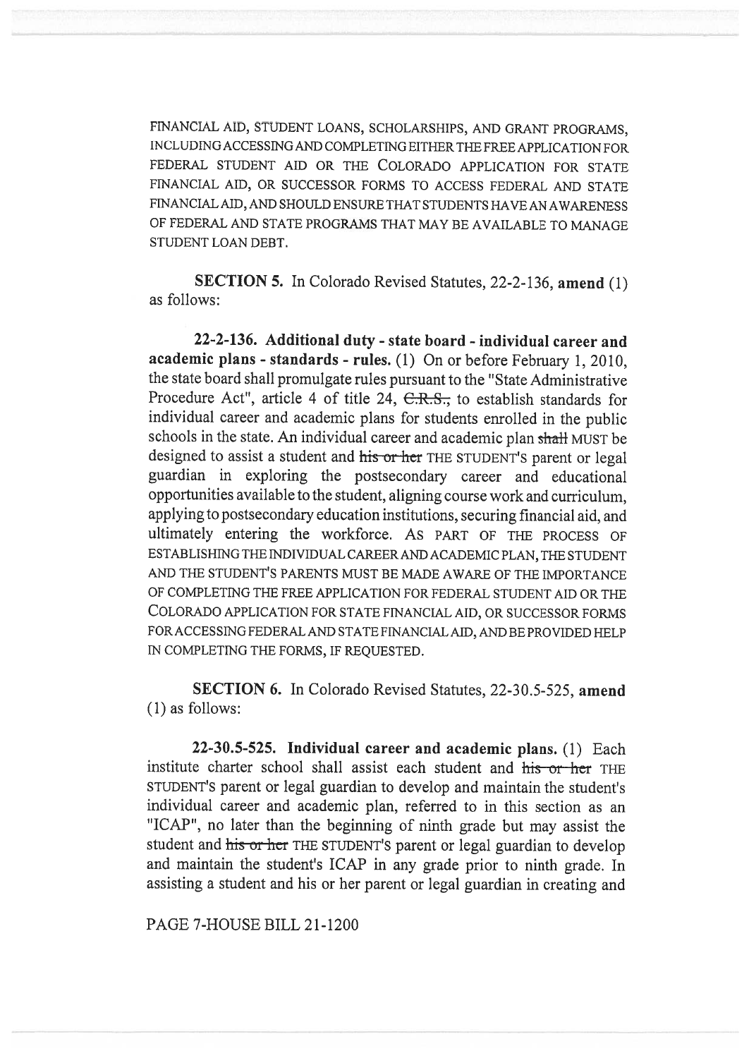FINANCIAL AID, STUDENT LOANS, SCHOLARSHIPS, AND GRANT PROGRAMS, INCLUDING ACCESSING AND COMPLETING EITHER THE FREE APPLICATION FOR FEDERAL STUDENT AID OR THE COLORADO APPLICATION FOR STATE FINANCIAL AID, OR SUCCESSOR FORMS TO ACCESS FEDERAL AND STATE FINANCIAL AID, AND SHOULD ENSURE THAT STUDENTS HAVE AN AWARENESS OF FEDERAL AND STATE PROGRAMS THAT MAY BE AVAILABLE TO MANAGE STUDENT LOAN DEBT.

**SECTION 5.** In Colorado Revised Statutes, 22-2-136, **amend** (1) as follows:

**22-2-136. Additional duty - state board - individual career and academic plans - standards - rules.** (1) On or before February 1, 2010, the state board shall promulgate rules pursuant to the "State Administrative Procedure Act", article 4 of title 24, ~~C.R.S.,~~ to establish standards for individual career and academic plans for students enrolled in the public schools in the state. An individual career and academic plan ~~shall~~ MUST be designed to assist a student and ~~his or her~~ THE STUDENT'S parent or legal guardian in exploring the postsecondary career and educational opportunities available to the student, aligning course work and curriculum, applying to postsecondary education institutions, securing financial aid, and ultimately entering the workforce. AS PART OF THE PROCESS OF ESTABLISHING THE INDIVIDUAL CAREER AND ACADEMIC PLAN, THE STUDENT AND THE STUDENT'S PARENTS MUST BE MADE AWARE OF THE IMPORTANCE OF COMPLETING THE FREE APPLICATION FOR FEDERAL STUDENT AID OR THE COLORADO APPLICATION FOR STATE FINANCIAL AID, OR SUCCESSOR FORMS FOR ACCESSING FEDERAL AND STATE FINANCIAL AID, AND BE PROVIDED HELP IN COMPLETING THE FORMS, IF REQUESTED.

**SECTION 6.** In Colorado Revised Statutes, 22-30.5-525, **amend** (1) as follows:

**22-30.5-525. Individual career and academic plans.** (1) Each institute charter school shall assist each student and ~~his or her~~ THE STUDENT'S parent or legal guardian to develop and maintain the student's individual career and academic plan, referred to in this section as an "ICAP", no later than the beginning of ninth grade but may assist the student and ~~his or her~~ THE STUDENT'S parent or legal guardian to develop and maintain the student's ICAP in any grade prior to ninth grade. In assisting a student and his or her parent or legal guardian in creating and

PAGE 7-HOUSE BILL 21-1200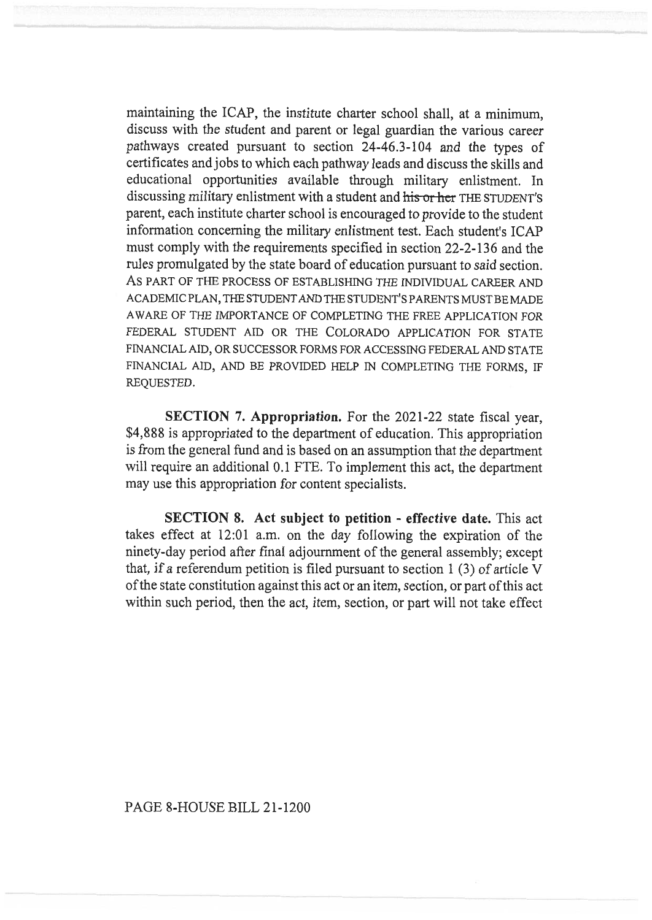maintaining the ICAP, the institute charter school shall, at a minimum, discuss with the student and parent or legal guardian the various career pathways created pursuant to section 24-46.3-104 and the types of certificates and jobs to which each pathway leads and discuss the skills and educational opportunities available through military enlistment. In discussing military enlistment with a student and ~~his or her~~ THE STUDENT'S parent, each institute charter school is encouraged to provide to the student information concerning the military enlistment test. Each student's ICAP must comply with the requirements specified in section 22-2-136 and the rules promulgated by the state board of education pursuant to said section. AS PART OF THE PROCESS OF ESTABLISHING THE INDIVIDUAL CAREER AND ACADEMIC PLAN, THE STUDENT AND THE STUDENT'S PARENTS MUST BE MADE AWARE OF THE IMPORTANCE OF COMPLETING THE FREE APPLICATION FOR FEDERAL STUDENT AID OR THE COLORADO APPLICATION FOR STATE FINANCIAL AID, OR SUCCESSOR FORMS FOR ACCESSING FEDERAL AND STATE FINANCIAL AID, AND BE PROVIDED HELP IN COMPLETING THE FORMS, IF REQUESTED.

**SECTION 7. Appropriation.** For the 2021-22 state fiscal year, $4,888 is appropriated to the department of education. This appropriation is from the general fund and is based on an assumption that the department will require an additional 0.1 FTE. To implement this act, the department may use this appropriation for content specialists.

**SECTION 8. Act subject to petition - effective date.** This act takes effect at 12:01 a.m. on the day following the expiration of the ninety-day period after final adjournment of the general assembly; except that, if a referendum petition is filed pursuant to section 1 (3) of article V of the state constitution against this act or an item, section, or part of this act within such period, then the act, item, section, or part will not take effect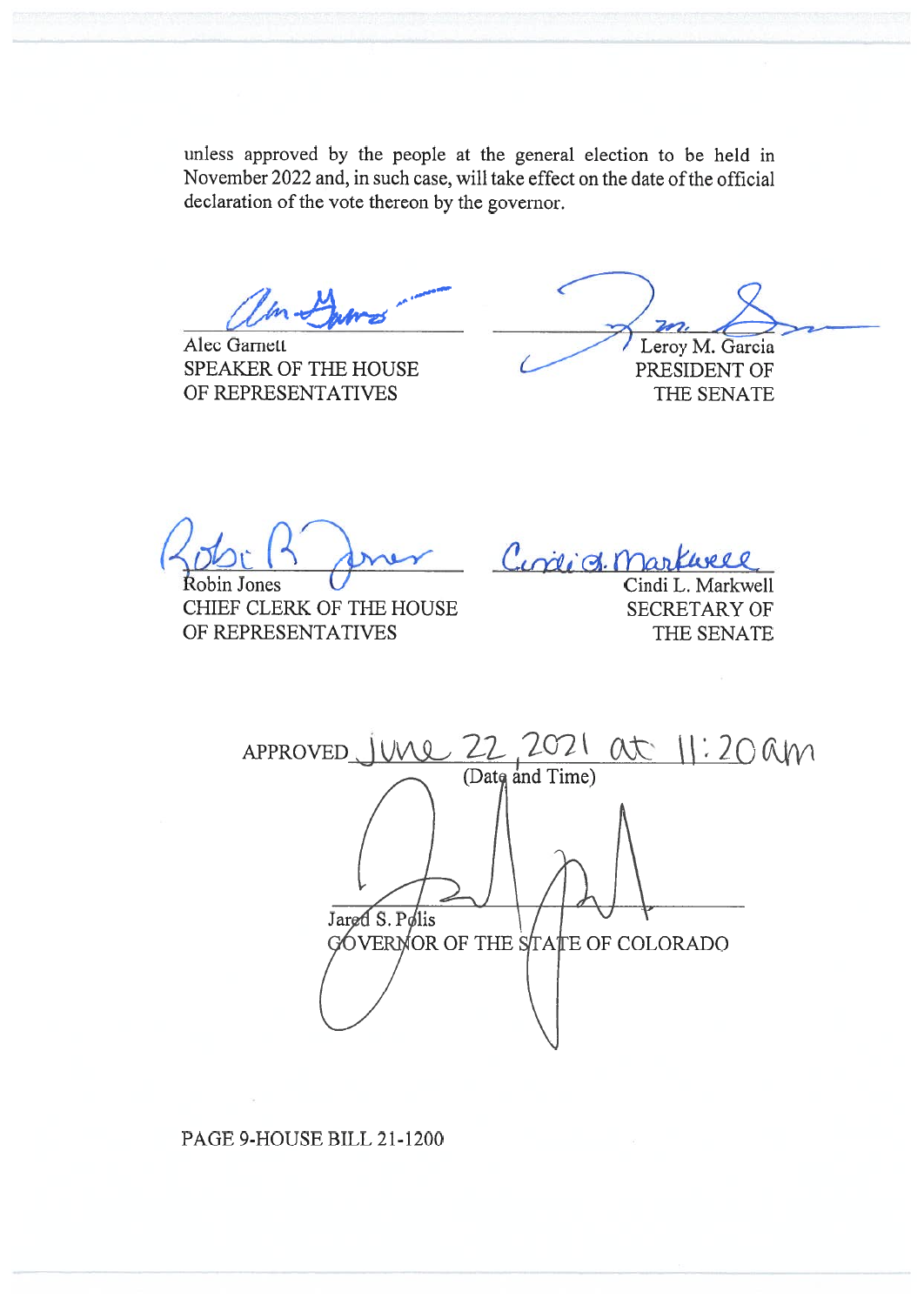unless approved by the people at the general election to be held in November 2022 and, in such case, will take effect on the date of the official declaration of the vote thereon by the governor.

Alec Garnett
SPEAKER OF THE HOUSE
OF REPRESENTATIVES

Leroy M. Garcia
PRESIDENT OF
THE SENATE

Robin Jones
CHIEF CLERK OF THE HOUSE
OF REPRESENTATIVES

Cindi L. Markwell
SECRETARY OF
THE SENATE

APPROVED June 22, 2021 at 11:20am
(Date and Time)

Jared S. Polis
GOVERNOR OF THE STATE OF COLORADO

PAGE 9-HOUSE BILL 21-1200